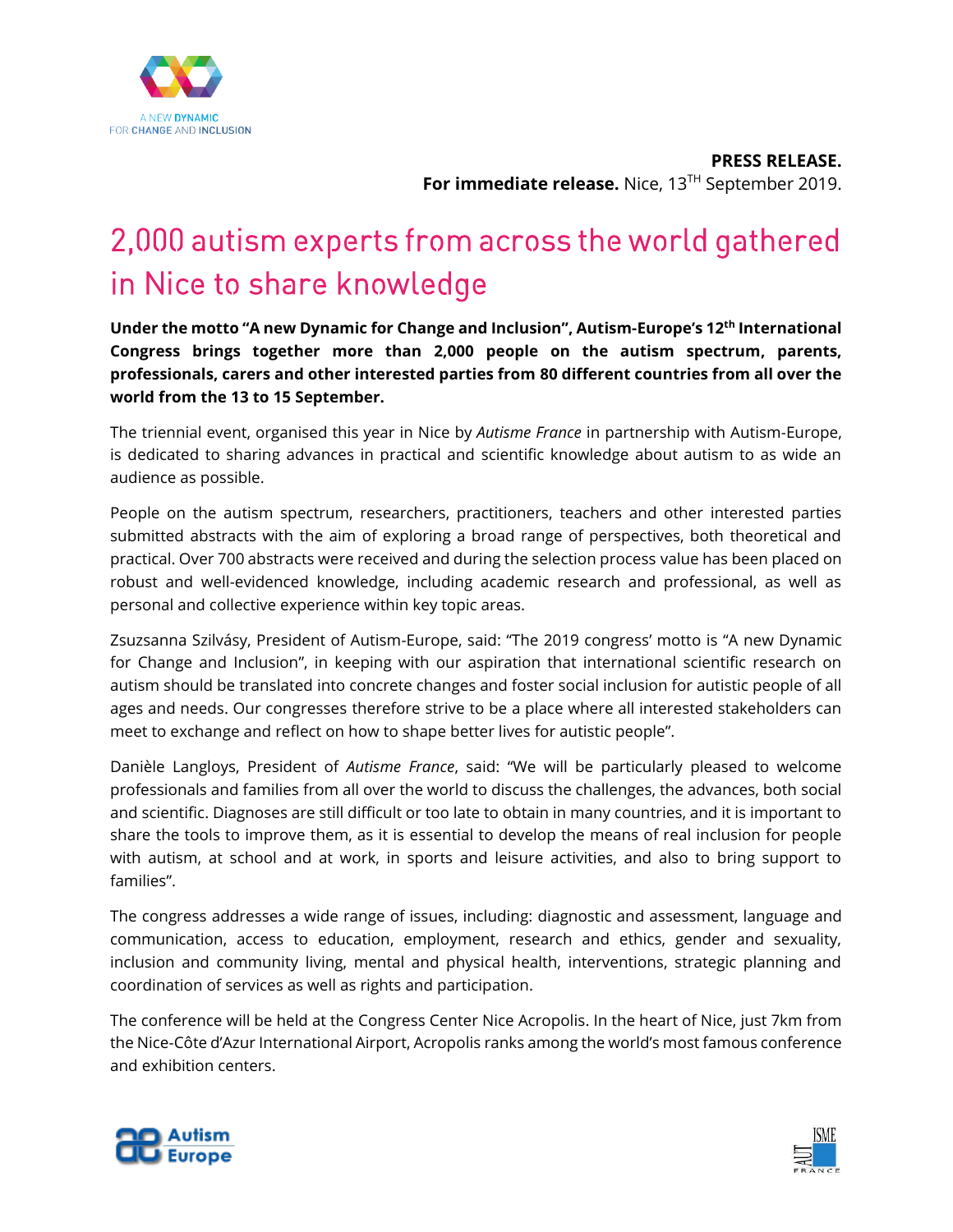A NEW DYNAMIC FOR CHANGE AND INCLUSION

**PRESS RELEASE.**
**For immediate release.** Nice, 13TH September 2019.

# 2,000 autism experts from across the world gathered in Nice to share knowledge

**Under the motto "A new Dynamic for Change and Inclusion", Autism-Europe's 12th International Congress brings together more than 2,000 people on the autism spectrum, parents, professionals, carers and other interested parties from 80 different countries from all over the world from the 13 to 15 September.**

The triennial event, organised this year in Nice by *Autisme France* in partnership with Autism-Europe, is dedicated to sharing advances in practical and scientific knowledge about autism to as wide an audience as possible.

People on the autism spectrum, researchers, practitioners, teachers and other interested parties submitted abstracts with the aim of exploring a broad range of perspectives, both theoretical and practical. Over 700 abstracts were received and during the selection process value has been placed on robust and well-evidenced knowledge, including academic research and professional, as well as personal and collective experience within key topic areas.

Zsuzsanna Szilvásy, President of Autism-Europe, said: "The 2019 congress' motto is "A new Dynamic for Change and Inclusion", in keeping with our aspiration that international scientific research on autism should be translated into concrete changes and foster social inclusion for autistic people of all ages and needs. Our congresses therefore strive to be a place where all interested stakeholders can meet to exchange and reflect on how to shape better lives for autistic people".

Danièle Langloys, President of *Autisme France*, said: "We will be particularly pleased to welcome professionals and families from all over the world to discuss the challenges, the advances, both social and scientific. Diagnoses are still difficult or too late to obtain in many countries, and it is important to share the tools to improve them, as it is essential to develop the means of real inclusion for people with autism, at school and at work, in sports and leisure activities, and also to bring support to families".

The congress addresses a wide range of issues, including: diagnostic and assessment, language and communication, access to education, employment, research and ethics, gender and sexuality, inclusion and community living, mental and physical health, interventions, strategic planning and coordination of services as well as rights and participation.

The conference will be held at the Congress Center Nice Acropolis. In the heart of Nice, just 7km from the Nice-Côte d'Azur International Airport, Acropolis ranks among the world's most famous conference and exhibition centers.

Autism Europe

AUTISME FRANCE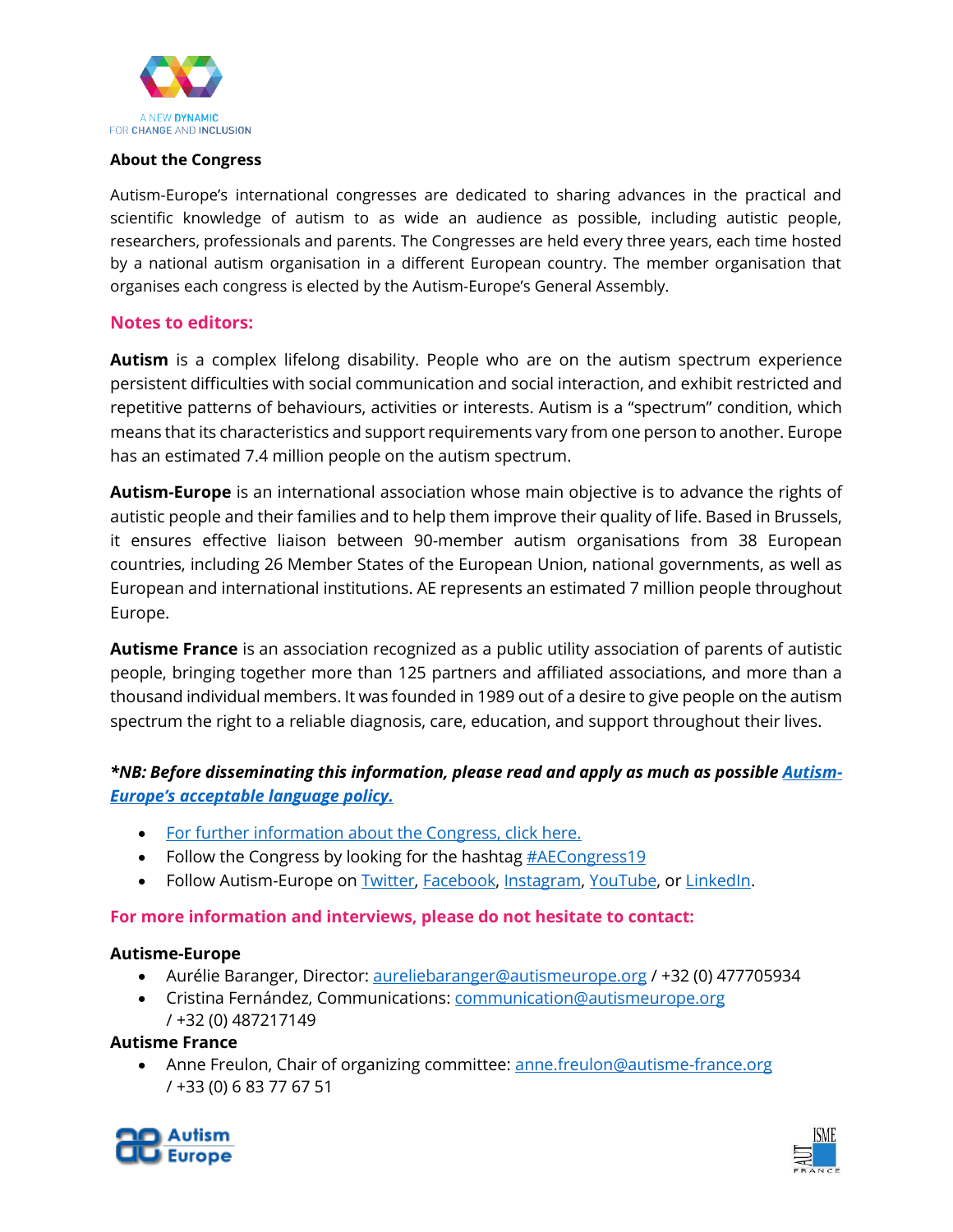A NEW DYNAMIC
FOR CHANGE AND INCLUSION

**About the Congress**

Autism-Europe's international congresses are dedicated to sharing advances in the practical and scientific knowledge of autism to as wide an audience as possible, including autistic people, researchers, professionals and parents. The Congresses are held every three years, each time hosted by a national autism organisation in a different European country. The member organisation that organises each congress is elected by the Autism-Europe's General Assembly.

## Notes to editors:

**Autism** is a complex lifelong disability. People who are on the autism spectrum experience persistent difficulties with social communication and social interaction, and exhibit restricted and repetitive patterns of behaviours, activities or interests. Autism is a "spectrum" condition, which means that its characteristics and support requirements vary from one person to another. Europe has an estimated 7.4 million people on the autism spectrum.

**Autism-Europe** is an international association whose main objective is to advance the rights of autistic people and their families and to help them improve their quality of life. Based in Brussels, it ensures effective liaison between 90-member autism organisations from 38 European countries, including 26 Member States of the European Union, national governments, as well as European and international institutions. AE represents an estimated 7 million people throughout Europe.

**Autisme France** is an association recognized as a public utility association of parents of autistic people, bringing together more than 125 partners and affiliated associations, and more than a thousand individual members. It was founded in 1989 out of a desire to give people on the autism spectrum the right to a reliable diagnosis, care, education, and support throughout their lives.

***NB: Before disseminating this information, please read and apply as much as possible Autism-Europe's acceptable language policy.***

- For further information about the Congress, click here.
- Follow the Congress by looking for the hashtag #AECongress19
- Follow Autism-Europe on Twitter, Facebook, Instagram, YouTube, or LinkedIn.

## For more information and interviews, please do not hesitate to contact:

**Autisme-Europe**

- Aurélie Baranger, Director: aureliebaranger@autismeurope.org / +32 (0) 477705934
- Cristina Fernández, Communications: communication@autismeurope.org / +32 (0) 487217149

**Autisme France**

- Anne Freulon, Chair of organizing committee: anne.freulon@autisme-france.org / +33 (0) 6 83 77 67 51